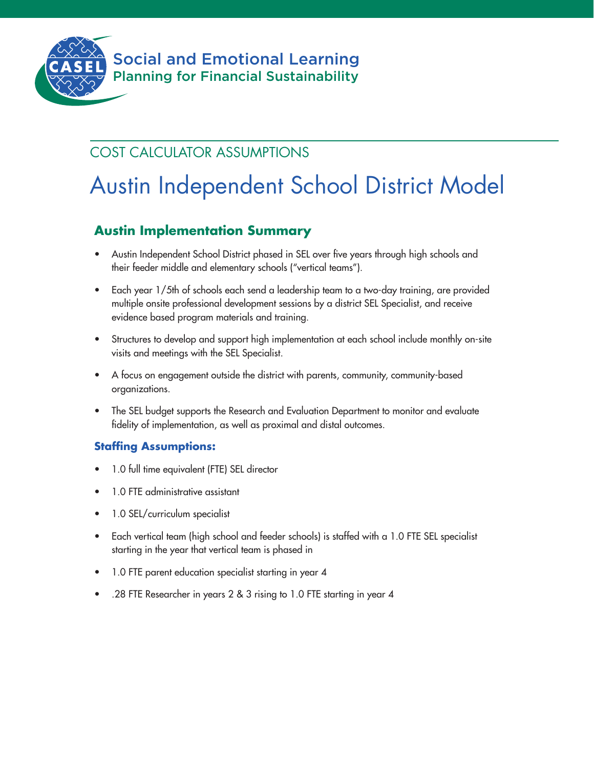Social and Emotional Learning
Planning for Financial Sustainability

## COST CALCULATOR ASSUMPTIONS

# Austin Independent School District Model

### Austin Implementation Summary

- Austin Independent School District phased in SEL over five years through high schools and their feeder middle and elementary schools ("vertical teams").
- Each year 1/5th of schools each send a leadership team to a two-day training, are provided multiple onsite professional development sessions by a district SEL Specialist, and receive evidence based program materials and training.
- Structures to develop and support high implementation at each school include monthly on-site visits and meetings with the SEL Specialist.
- A focus on engagement outside the district with parents, community, community-based organizations.
- The SEL budget supports the Research and Evaluation Department to monitor and evaluate fidelity of implementation, as well as proximal and distal outcomes.

**Staffing Assumptions:**

- 1.0 full time equivalent (FTE) SEL director
- 1.0 FTE administrative assistant
- 1.0 SEL/curriculum specialist
- Each vertical team (high school and feeder schools) is staffed with a 1.0 FTE SEL specialist starting in the year that vertical team is phased in
- 1.0 FTE parent education specialist starting in year 4
- .28 FTE Researcher in years 2 & 3 rising to 1.0 FTE starting in year 4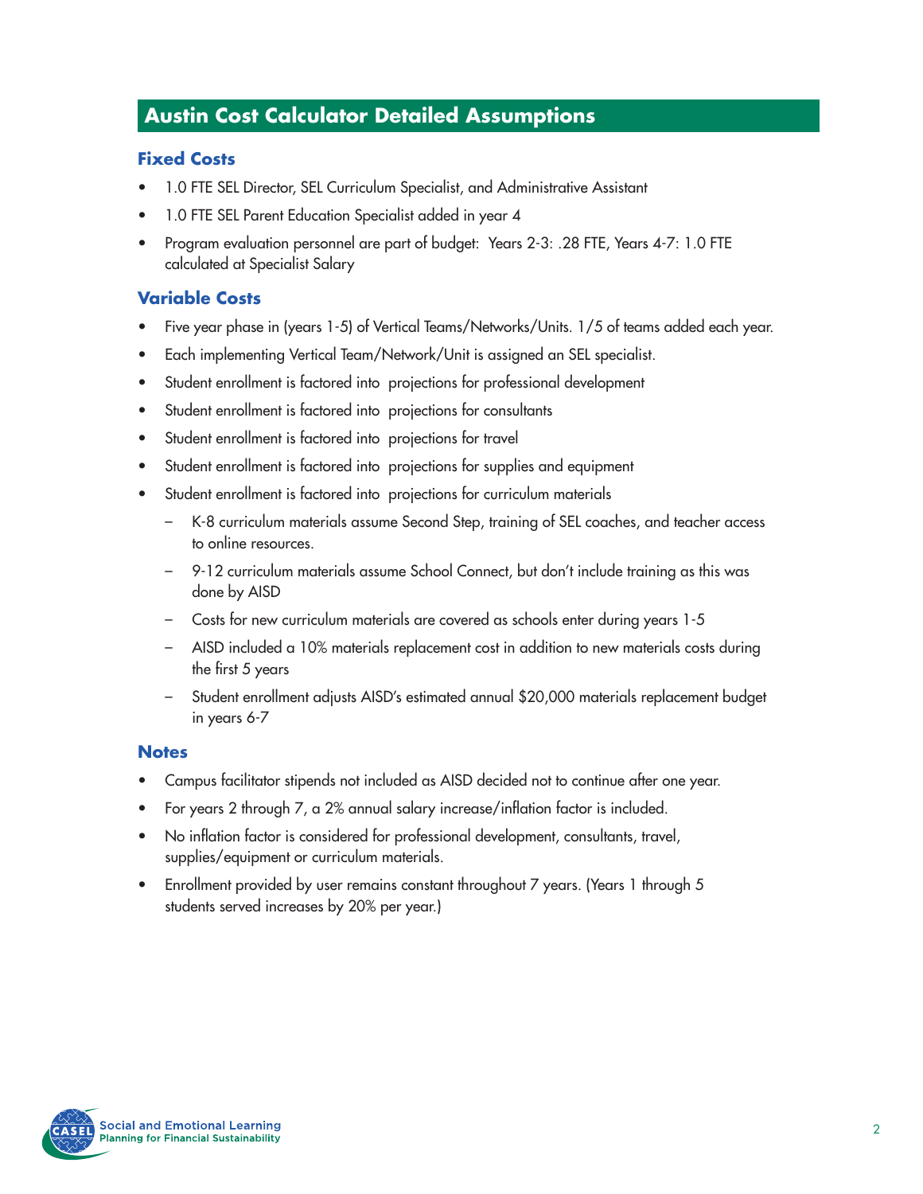## Austin Cost Calculator Detailed Assumptions

### Fixed Costs

- 1.0 FTE SEL Director, SEL Curriculum Specialist, and Administrative Assistant
- 1.0 FTE SEL Parent Education Specialist added in year 4
- Program evaluation personnel are part of budget: Years 2-3: .28 FTE, Years 4-7: 1.0 FTE calculated at Specialist Salary

### Variable Costs

- Five year phase in (years 1-5) of Vertical Teams/Networks/Units. 1/5 of teams added each year.
- Each implementing Vertical Team/Network/Unit is assigned an SEL specialist.
- Student enrollment is factored into projections for professional development
- Student enrollment is factored into projections for consultants
- Student enrollment is factored into projections for travel
- Student enrollment is factored into projections for supplies and equipment
- Student enrollment is factored into projections for curriculum materials
  - K-8 curriculum materials assume Second Step, training of SEL coaches, and teacher access to online resources.
  - 9-12 curriculum materials assume School Connect, but don't include training as this was done by AISD
  - Costs for new curriculum materials are covered as schools enter during years 1-5
  - AISD included a 10% materials replacement cost in addition to new materials costs during the first 5 years
  - Student enrollment adjusts AISD's estimated annual $20,000 materials replacement budget in years 6-7

### Notes

- Campus facilitator stipends not included as AISD decided not to continue after one year.
- For years 2 through 7, a 2% annual salary increase/inflation factor is included.
- No inflation factor is considered for professional development, consultants, travel, supplies/equipment or curriculum materials.
- Enrollment provided by user remains constant throughout 7 years. (Years 1 through 5 students served increases by 20% per year.)